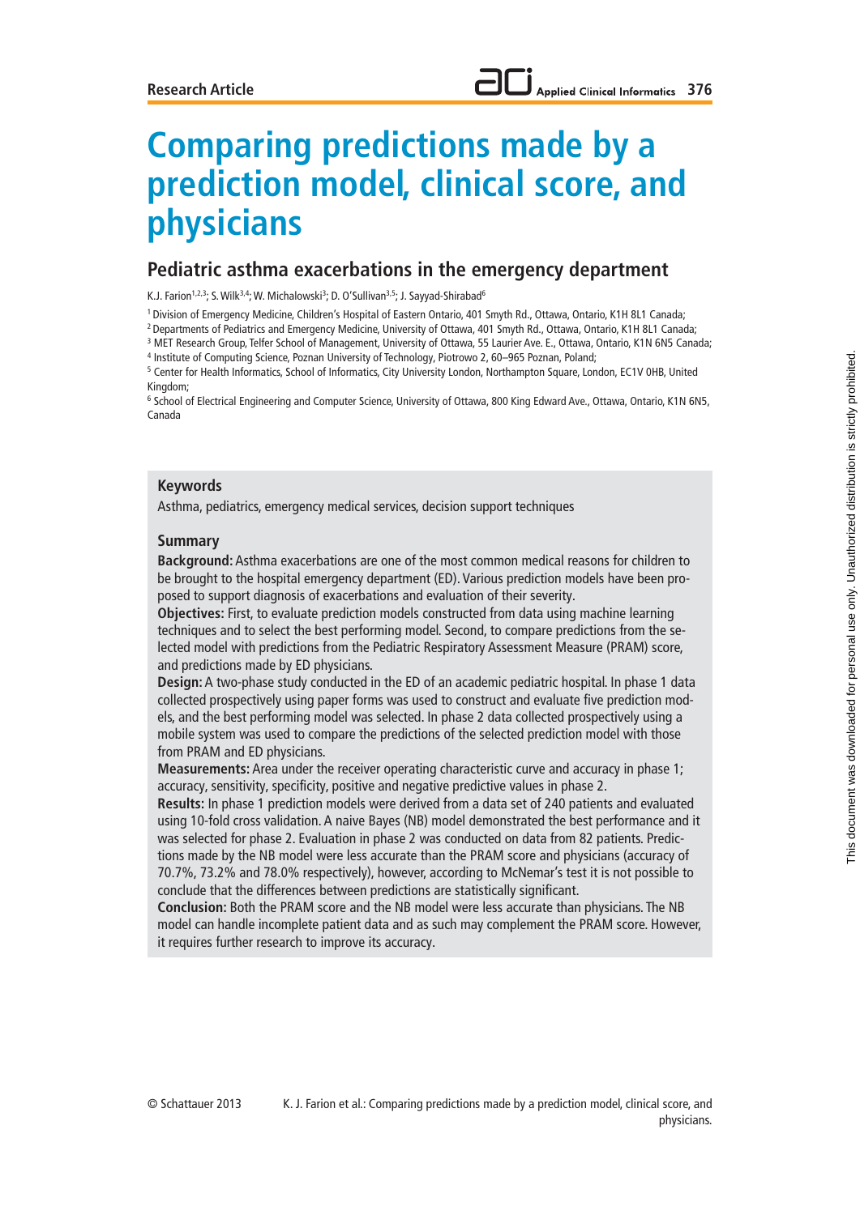Research Article

# Comparing predictions made by a prediction model, clinical score, and physicians

## Pediatric asthma exacerbations in the emergency department

K.J. Farion[1,2,3]; S. Wilk[3,4]; W. Michalowski[3]; D. O'Sullivan[3,5]; J. Sayyad-Shirabad[6]

[1] Division of Emergency Medicine, Children's Hospital of Eastern Ontario, 401 Smyth Rd., Ottawa, Ontario, K1H 8L1 Canada;
[2] Departments of Pediatrics and Emergency Medicine, University of Ottawa, 401 Smyth Rd., Ottawa, Ontario, K1H 8L1 Canada;
[3] MET Research Group, Telfer School of Management, University of Ottawa, 55 Laurier Ave. E., Ottawa, Ontario, K1N 6N5 Canada;
[4] Institute of Computing Science, Poznan University of Technology, Piotrowo 2, 60–965 Poznan, Poland;
[5] Center for Health Informatics, School of Informatics, City University London, Northampton Square, London, EC1V 0HB, United Kingdom;
[6] School of Electrical Engineering and Computer Science, University of Ottawa, 800 King Edward Ave., Ottawa, Ontario, K1N 6N5, Canada

### Keywords

Asthma, pediatrics, emergency medical services, decision support techniques

### Summary

**Background:** Asthma exacerbations are one of the most common medical reasons for children to be brought to the hospital emergency department (ED). Various prediction models have been proposed to support diagnosis of exacerbations and evaluation of their severity.

**Objectives:** First, to evaluate prediction models constructed from data using machine learning techniques and to select the best performing model. Second, to compare predictions from the selected model with predictions from the Pediatric Respiratory Assessment Measure (PRAM) score, and predictions made by ED physicians.

**Design:** A two-phase study conducted in the ED of an academic pediatric hospital. In phase 1 data collected prospectively using paper forms was used to construct and evaluate five prediction models, and the best performing model was selected. In phase 2 data collected prospectively using a mobile system was used to compare the predictions of the selected prediction model with those from PRAM and ED physicians.

**Measurements:** Area under the receiver operating characteristic curve and accuracy in phase 1; accuracy, sensitivity, specificity, positive and negative predictive values in phase 2.

**Results:** In phase 1 prediction models were derived from a data set of 240 patients and evaluated using 10-fold cross validation. A naive Bayes (NB) model demonstrated the best performance and it was selected for phase 2. Evaluation in phase 2 was conducted on data from 82 patients. Predictions made by the NB model were less accurate than the PRAM score and physicians (accuracy of 70.7%, 73.2% and 78.0% respectively), however, according to McNemar's test it is not possible to conclude that the differences between predictions are statistically significant.

**Conclusion:** Both the PRAM score and the NB model were less accurate than physicians. The NB model can handle incomplete patient data and as such may complement the PRAM score. However, it requires further research to improve its accuracy.

© Schattauer 2013 K. J. Farion et al.: Comparing predictions made by a prediction model, clinical score, and physicians.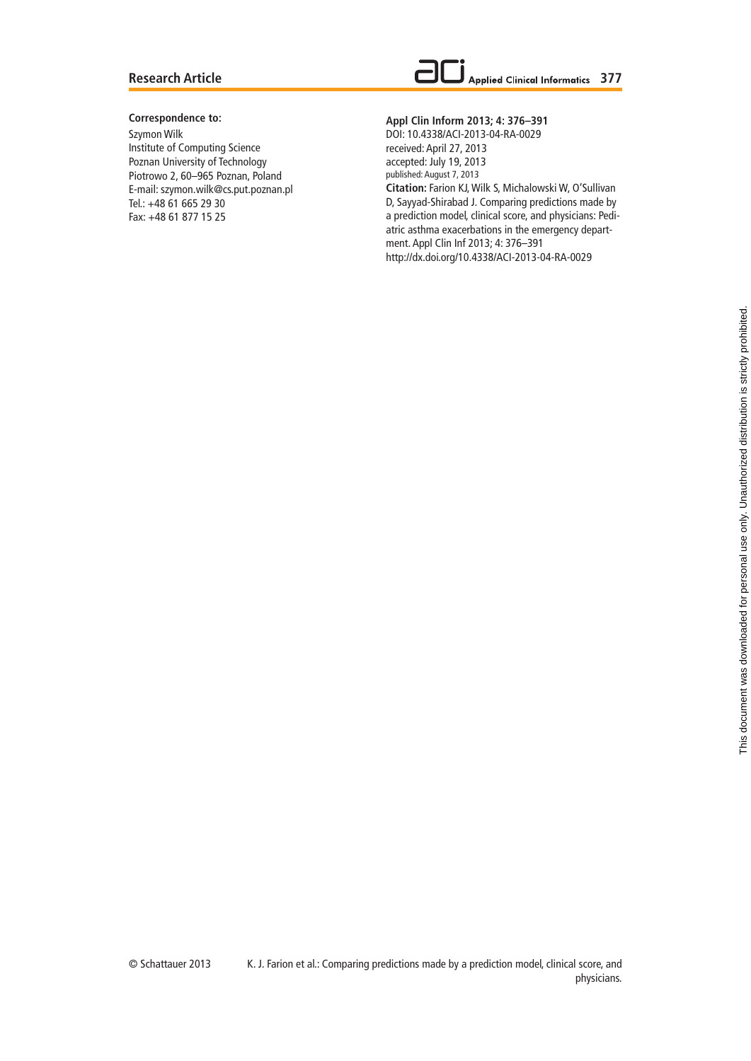**Correspondence to:**

Szymon Wilk
Institute of Computing Science
Poznan University of Technology
Piotrowo 2, 60–965 Poznan, Poland
E-mail: szymon.wilk@cs.put.poznan.pl
Tel.: +48 61 665 29 30
Fax: +48 61 877 15 25

**Appl Clin Inform 2013; 4: 376–391**
DOI: 10.4338/ACI-2013-04-RA-0029
received: April 27, 2013
accepted: July 19, 2013
published: August 7, 2013
**Citation:** Farion KJ, Wilk S, Michalowski W, O'Sullivan D, Sayyad-Shirabad J. Comparing predictions made by a prediction model, clinical score, and physicians: Pediatric asthma exacerbations in the emergency department. Appl Clin Inf 2013; 4: 376–391
http://dx.doi.org/10.4338/ACI-2013-04-RA-0029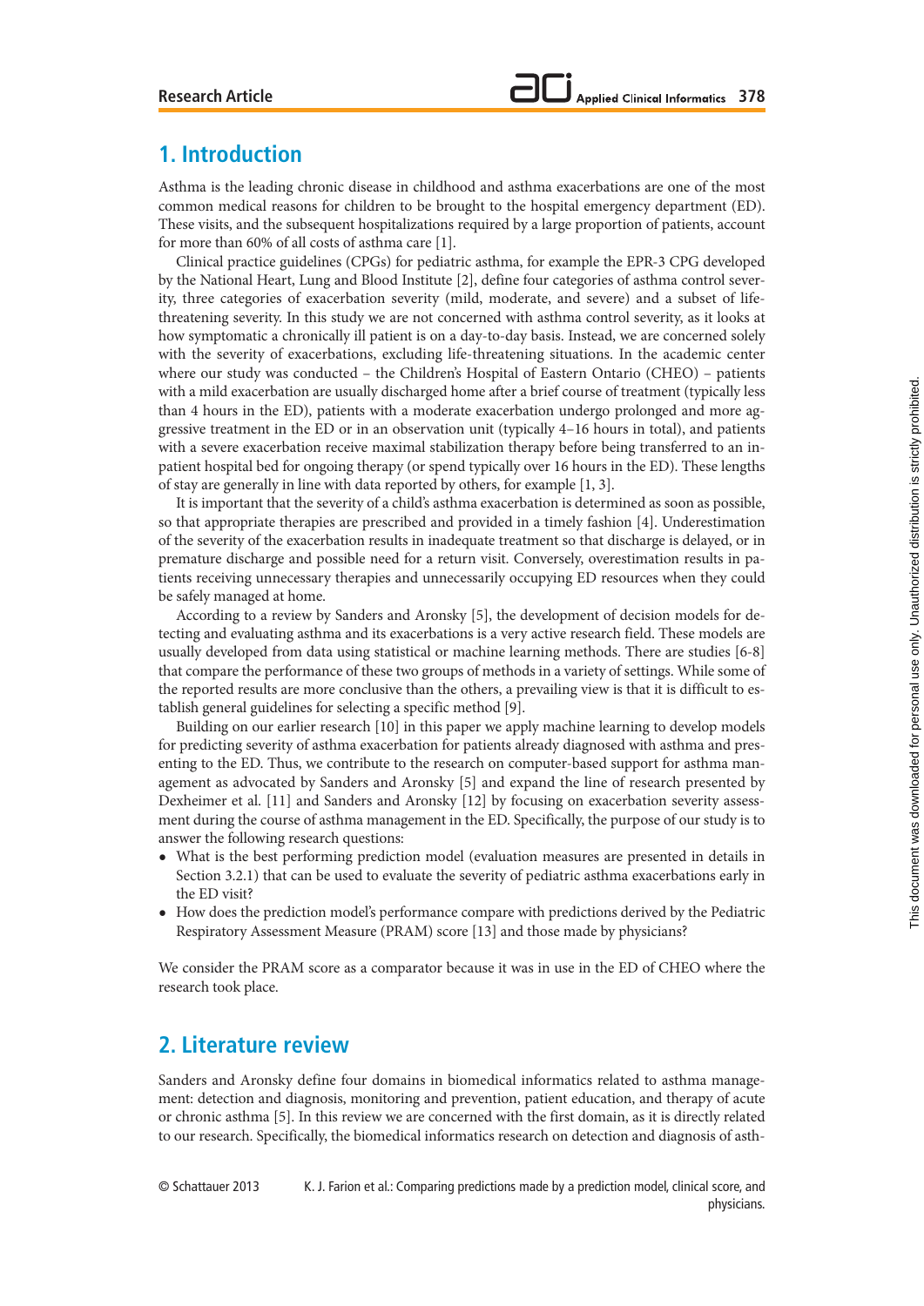## 1. Introduction

Asthma is the leading chronic disease in childhood and asthma exacerbations are one of the most common medical reasons for children to be brought to the hospital emergency department (ED). These visits, and the subsequent hospitalizations required by a large proportion of patients, account for more than 60% of all costs of asthma care [1].

Clinical practice guidelines (CPGs) for pediatric asthma, for example the EPR-3 CPG developed by the National Heart, Lung and Blood Institute [2], define four categories of asthma control severity, three categories of exacerbation severity (mild, moderate, and severe) and a subset of life-threatening severity. In this study we are not concerned with asthma control severity, as it looks at how symptomatic a chronically ill patient is on a day-to-day basis. Instead, we are concerned solely with the severity of exacerbations, excluding life-threatening situations. In the academic center where our study was conducted – the Children's Hospital of Eastern Ontario (CHEO) – patients with a mild exacerbation are usually discharged home after a brief course of treatment (typically less than 4 hours in the ED), patients with a moderate exacerbation undergo prolonged and more aggressive treatment in the ED or in an observation unit (typically 4–16 hours in total), and patients with a severe exacerbation receive maximal stabilization therapy before being transferred to an inpatient hospital bed for ongoing therapy (or spend typically over 16 hours in the ED). These lengths of stay are generally in line with data reported by others, for example [1, 3].

It is important that the severity of a child's asthma exacerbation is determined as soon as possible, so that appropriate therapies are prescribed and provided in a timely fashion [4]. Underestimation of the severity of the exacerbation results in inadequate treatment so that discharge is delayed, or in premature discharge and possible need for a return visit. Conversely, overestimation results in patients receiving unnecessary therapies and unnecessarily occupying ED resources when they could be safely managed at home.

According to a review by Sanders and Aronsky [5], the development of decision models for detecting and evaluating asthma and its exacerbations is a very active research field. These models are usually developed from data using statistical or machine learning methods. There are studies [6-8] that compare the performance of these two groups of methods in a variety of settings. While some of the reported results are more conclusive than the others, a prevailing view is that it is difficult to establish general guidelines for selecting a specific method [9].

Building on our earlier research [10] in this paper we apply machine learning to develop models for predicting severity of asthma exacerbation for patients already diagnosed with asthma and presenting to the ED. Thus, we contribute to the research on computer-based support for asthma management as advocated by Sanders and Aronsky [5] and expand the line of research presented by Dexheimer et al. [11] and Sanders and Aronsky [12] by focusing on exacerbation severity assessment during the course of asthma management in the ED. Specifically, the purpose of our study is to answer the following research questions:

- What is the best performing prediction model (evaluation measures are presented in details in Section 3.2.1) that can be used to evaluate the severity of pediatric asthma exacerbations early in the ED visit?
- How does the prediction model's performance compare with predictions derived by the Pediatric Respiratory Assessment Measure (PRAM) score [13] and those made by physicians?

We consider the PRAM score as a comparator because it was in use in the ED of CHEO where the research took place.

## 2. Literature review

Sanders and Aronsky define four domains in biomedical informatics related to asthma management: detection and diagnosis, monitoring and prevention, patient education, and therapy of acute or chronic asthma [5]. In this review we are concerned with the first domain, as it is directly related to our research. Specifically, the biomedical informatics research on detection and diagnosis of asth-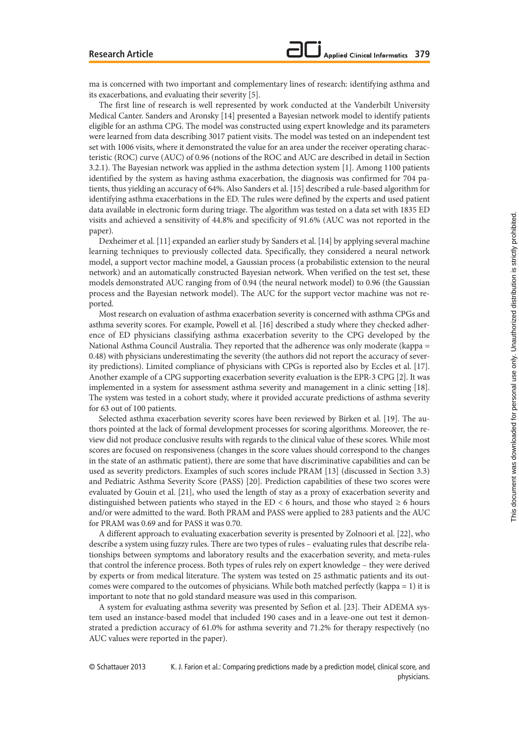ma is concerned with two important and complementary lines of research: identifying asthma and its exacerbations, and evaluating their severity [5].

The first line of research is well represented by work conducted at the Vanderbilt University Medical Canter. Sanders and Aronsky [14] presented a Bayesian network model to identify patients eligible for an asthma CPG. The model was constructed using expert knowledge and its parameters were learned from data describing 3017 patient visits. The model was tested on an independent test set with 1006 visits, where it demonstrated the value for an area under the receiver operating characteristic (ROC) curve (AUC) of 0.96 (notions of the ROC and AUC are described in detail in Section 3.2.1). The Bayesian network was applied in the asthma detection system [1]. Among 1100 patients identified by the system as having asthma exacerbation, the diagnosis was confirmed for 704 patients, thus yielding an accuracy of 64%. Also Sanders et al. [15] described a rule-based algorithm for identifying asthma exacerbations in the ED. The rules were defined by the experts and used patient data available in electronic form during triage. The algorithm was tested on a data set with 1835 ED visits and achieved a sensitivity of 44.8% and specificity of 91.6% (AUC was not reported in the paper).

Dexheimer et al. [11] expanded an earlier study by Sanders et al. [14] by applying several machine learning techniques to previously collected data. Specifically, they considered a neural network model, a support vector machine model, a Gaussian process (a probabilistic extension to the neural network) and an automatically constructed Bayesian network. When verified on the test set, these models demonstrated AUC ranging from of 0.94 (the neural network model) to 0.96 (the Gaussian process and the Bayesian network model). The AUC for the support vector machine was not reported.

Most research on evaluation of asthma exacerbation severity is concerned with asthma CPGs and asthma severity scores. For example, Powell et al. [16] described a study where they checked adherence of ED physicians classifying asthma exacerbation severity to the CPG developed by the National Asthma Council Australia. They reported that the adherence was only moderate (kappa = 0.48) with physicians underestimating the severity (the authors did not report the accuracy of severity predictions). Limited compliance of physicians with CPGs is reported also by Eccles et al. [17]. Another example of a CPG supporting exacerbation severity evaluation is the EPR-3 CPG [2]. It was implemented in a system for assessment asthma severity and management in a clinic setting [18]. The system was tested in a cohort study, where it provided accurate predictions of asthma severity for 63 out of 100 patients.

Selected asthma exacerbation severity scores have been reviewed by Birken et al. [19]. The authors pointed at the lack of formal development processes for scoring algorithms. Moreover, the review did not produce conclusive results with regards to the clinical value of these scores. While most scores are focused on responsiveness (changes in the score values should correspond to the changes in the state of an asthmatic patient), there are some that have discriminative capabilities and can be used as severity predictors. Examples of such scores include PRAM [13] (discussed in Section 3.3) and Pediatric Asthma Severity Score (PASS) [20]. Prediction capabilities of these two scores were evaluated by Gouin et al. [21], who used the length of stay as a proxy of exacerbation severity and distinguished between patients who stayed in the ED $< 6$ hours, and those who stayed $\geq 6$ hours and/or were admitted to the ward. Both PRAM and PASS were applied to 283 patients and the AUC for PRAM was 0.69 and for PASS it was 0.70.

A different approach to evaluating exacerbation severity is presented by Zolnoori et al. [22], who describe a system using fuzzy rules. There are two types of rules – evaluating rules that describe relationships between symptoms and laboratory results and the exacerbation severity, and meta-rules that control the inference process. Both types of rules rely on expert knowledge – they were derived by experts or from medical literature. The system was tested on 25 asthmatic patients and its outcomes were compared to the outcomes of physicians. While both matched perfectly (kappa = 1) it is important to note that no gold standard measure was used in this comparison.

A system for evaluating asthma severity was presented by Sefion et al. [23]. Their ADEMA system used an instance-based model that included 190 cases and in a leave-one out test it demonstrated a prediction accuracy of 61.0% for asthma severity and 71.2% for therapy respectively (no AUC values were reported in the paper).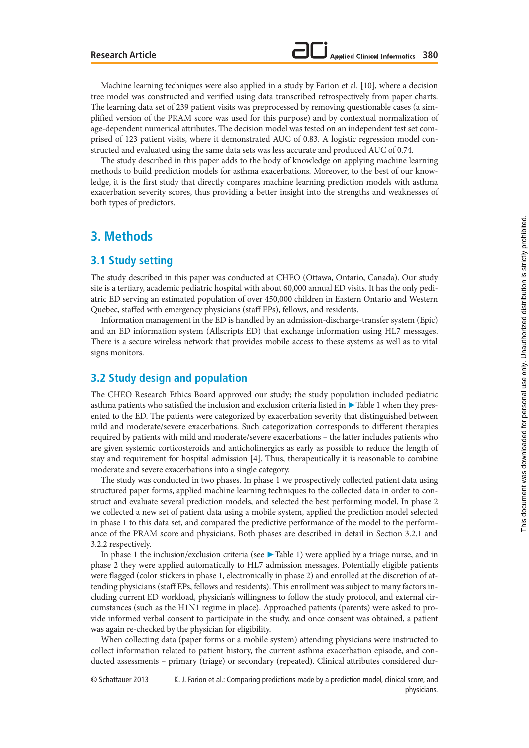Machine learning techniques were also applied in a study by Farion et al. [10], where a decision tree model was constructed and verified using data transcribed retrospectively from paper charts. The learning data set of 239 patient visits was preprocessed by removing questionable cases (a simplified version of the PRAM score was used for this purpose) and by contextual normalization of age-dependent numerical attributes. The decision model was tested on an independent test set comprised of 123 patient visits, where it demonstrated AUC of 0.83. A logistic regression model constructed and evaluated using the same data sets was less accurate and produced AUC of 0.74.

The study described in this paper adds to the body of knowledge on applying machine learning methods to build prediction models for asthma exacerbations. Moreover, to the best of our knowledge, it is the first study that directly compares machine learning prediction models with asthma exacerbation severity scores, thus providing a better insight into the strengths and weaknesses of both types of predictors.

## 3. Methods

### 3.1 Study setting

The study described in this paper was conducted at CHEO (Ottawa, Ontario, Canada). Our study site is a tertiary, academic pediatric hospital with about 60,000 annual ED visits. It has the only pediatric ED serving an estimated population of over 450,000 children in Eastern Ontario and Western Quebec, staffed with emergency physicians (staff EPs), fellows, and residents.

Information management in the ED is handled by an admission-discharge-transfer system (Epic) and an ED information system (Allscripts ED) that exchange information using HL7 messages. There is a secure wireless network that provides mobile access to these systems as well as to vital signs monitors.

### 3.2 Study design and population

The CHEO Research Ethics Board approved our study; the study population included pediatric asthma patients who satisfied the inclusion and exclusion criteria listed in ►Table 1 when they presented to the ED. The patients were categorized by exacerbation severity that distinguished between mild and moderate/severe exacerbations. Such categorization corresponds to different therapies required by patients with mild and moderate/severe exacerbations – the latter includes patients who are given systemic corticosteroids and anticholinergics as early as possible to reduce the length of stay and requirement for hospital admission [4]. Thus, therapeutically it is reasonable to combine moderate and severe exacerbations into a single category.

The study was conducted in two phases. In phase 1 we prospectively collected patient data using structured paper forms, applied machine learning techniques to the collected data in order to construct and evaluate several prediction models, and selected the best performing model. In phase 2 we collected a new set of patient data using a mobile system, applied the prediction model selected in phase 1 to this data set, and compared the predictive performance of the model to the performance of the PRAM score and physicians. Both phases are described in detail in Section 3.2.1 and 3.2.2 respectively.

In phase 1 the inclusion/exclusion criteria (see ►Table 1) were applied by a triage nurse, and in phase 2 they were applied automatically to HL7 admission messages. Potentially eligible patients were flagged (color stickers in phase 1, electronically in phase 2) and enrolled at the discretion of attending physicians (staff EPs, fellows and residents). This enrollment was subject to many factors including current ED workload, physician's willingness to follow the study protocol, and external circumstances (such as the H1N1 regime in place). Approached patients (parents) were asked to provide informed verbal consent to participate in the study, and once consent was obtained, a patient was again re-checked by the physician for eligibility.

When collecting data (paper forms or a mobile system) attending physicians were instructed to collect information related to patient history, the current asthma exacerbation episode, and conducted assessments – primary (triage) or secondary (repeated). Clinical attributes considered dur-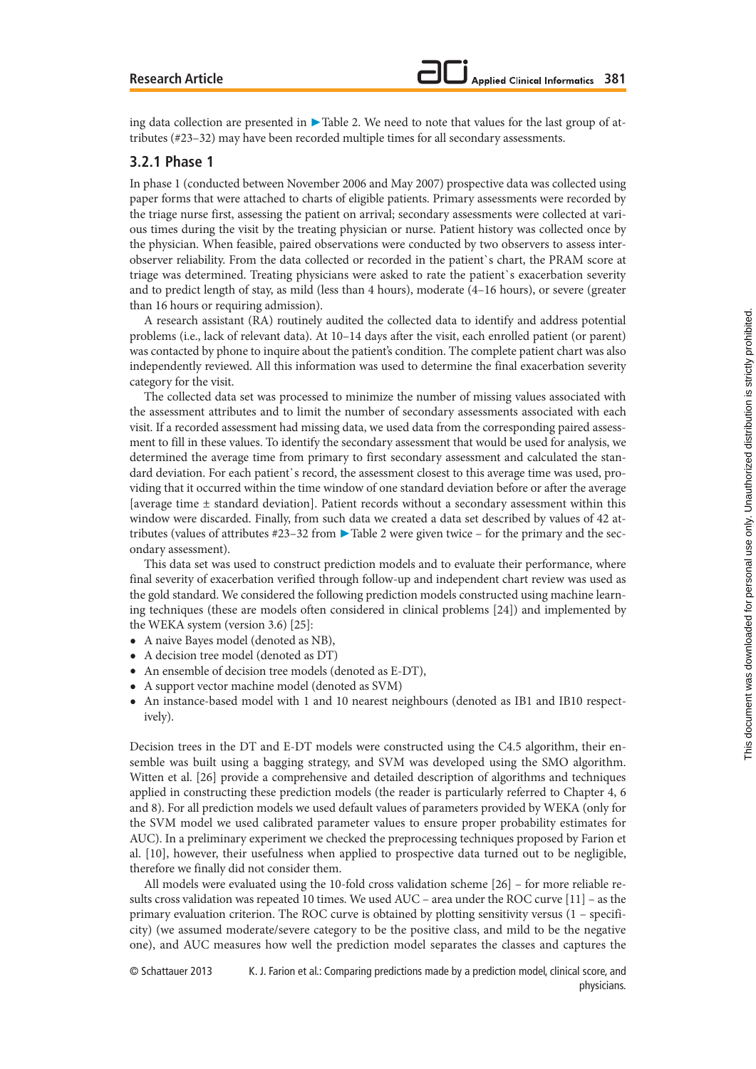ing data collection are presented in ►Table 2. We need to note that values for the last group of attributes (#23–32) may have been recorded multiple times for all secondary assessments.

### 3.2.1 Phase 1

In phase 1 (conducted between November 2006 and May 2007) prospective data was collected using paper forms that were attached to charts of eligible patients. Primary assessments were recorded by the triage nurse first, assessing the patient on arrival; secondary assessments were collected at various times during the visit by the treating physician or nurse. Patient history was collected once by the physician. When feasible, paired observations were conducted by two observers to assess interobserver reliability. From the data collected or recorded in the patient`s chart, the PRAM score at triage was determined. Treating physicians were asked to rate the patient`s exacerbation severity and to predict length of stay, as mild (less than 4 hours), moderate (4–16 hours), or severe (greater than 16 hours or requiring admission).

A research assistant (RA) routinely audited the collected data to identify and address potential problems (i.e., lack of relevant data). At 10–14 days after the visit, each enrolled patient (or parent) was contacted by phone to inquire about the patient's condition. The complete patient chart was also independently reviewed. All this information was used to determine the final exacerbation severity category for the visit.

The collected data set was processed to minimize the number of missing values associated with the assessment attributes and to limit the number of secondary assessments associated with each visit. If a recorded assessment had missing data, we used data from the corresponding paired assessment to fill in these values. To identify the secondary assessment that would be used for analysis, we determined the average time from primary to first secondary assessment and calculated the standard deviation. For each patient`s record, the assessment closest to this average time was used, providing that it occurred within the time window of one standard deviation before or after the average [average time ± standard deviation]. Patient records without a secondary assessment within this window were discarded. Finally, from such data we created a data set described by values of 42 attributes (values of attributes #23–32 from ►Table 2 were given twice – for the primary and the secondary assessment).

This data set was used to construct prediction models and to evaluate their performance, where final severity of exacerbation verified through follow-up and independent chart review was used as the gold standard. We considered the following prediction models constructed using machine learning techniques (these are models often considered in clinical problems [24]) and implemented by the WEKA system (version 3.6) [25]:

- A naive Bayes model (denoted as NB),
- A decision tree model (denoted as DT)
- An ensemble of decision tree models (denoted as E-DT),
- A support vector machine model (denoted as SVM)
- An instance-based model with 1 and 10 nearest neighbours (denoted as IB1 and IB10 respectively).

Decision trees in the DT and E-DT models were constructed using the C4.5 algorithm, their ensemble was built using a bagging strategy, and SVM was developed using the SMO algorithm. Witten et al. [26] provide a comprehensive and detailed description of algorithms and techniques applied in constructing these prediction models (the reader is particularly referred to Chapter 4, 6 and 8). For all prediction models we used default values of parameters provided by WEKA (only for the SVM model we used calibrated parameter values to ensure proper probability estimates for AUC). In a preliminary experiment we checked the preprocessing techniques proposed by Farion et al. [10], however, their usefulness when applied to prospective data turned out to be negligible, therefore we finally did not consider them.

All models were evaluated using the 10-fold cross validation scheme [26] – for more reliable results cross validation was repeated 10 times. We used AUC – area under the ROC curve [11] – as the primary evaluation criterion. The ROC curve is obtained by plotting sensitivity versus (1 – specificity) (we assumed moderate/severe category to be the positive class, and mild to be the negative one), and AUC measures how well the prediction model separates the classes and captures the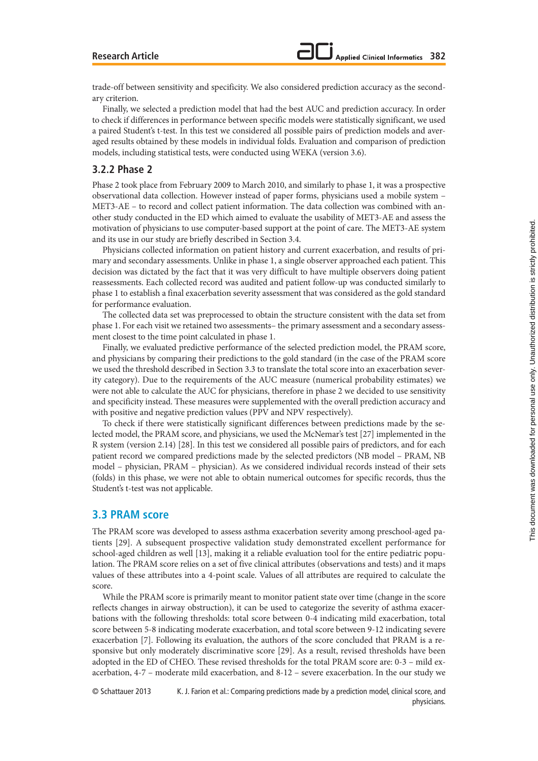trade-off between sensitivity and specificity. We also considered prediction accuracy as the secondary criterion.

Finally, we selected a prediction model that had the best AUC and prediction accuracy. In order to check if differences in performance between specific models were statistically significant, we used a paired Student's t-test. In this test we considered all possible pairs of prediction models and averaged results obtained by these models in individual folds. Evaluation and comparison of prediction models, including statistical tests, were conducted using WEKA (version 3.6).

### 3.2.2 Phase 2

Phase 2 took place from February 2009 to March 2010, and similarly to phase 1, it was a prospective observational data collection. However instead of paper forms, physicians used a mobile system – MET3-AE – to record and collect patient information. The data collection was combined with another study conducted in the ED which aimed to evaluate the usability of MET3-AE and assess the motivation of physicians to use computer-based support at the point of care. The MET3-AE system and its use in our study are briefly described in Section 3.4.

Physicians collected information on patient history and current exacerbation, and results of primary and secondary assessments. Unlike in phase 1, a single observer approached each patient. This decision was dictated by the fact that it was very difficult to have multiple observers doing patient reassessments. Each collected record was audited and patient follow-up was conducted similarly to phase 1 to establish a final exacerbation severity assessment that was considered as the gold standard for performance evaluation.

The collected data set was preprocessed to obtain the structure consistent with the data set from phase 1. For each visit we retained two assessments– the primary assessment and a secondary assessment closest to the time point calculated in phase 1.

Finally, we evaluated predictive performance of the selected prediction model, the PRAM score, and physicians by comparing their predictions to the gold standard (in the case of the PRAM score we used the threshold described in Section 3.3 to translate the total score into an exacerbation severity category). Due to the requirements of the AUC measure (numerical probability estimates) we were not able to calculate the AUC for physicians, therefore in phase 2 we decided to use sensitivity and specificity instead. These measures were supplemented with the overall prediction accuracy and with positive and negative prediction values (PPV and NPV respectively).

To check if there were statistically significant differences between predictions made by the selected model, the PRAM score, and physicians, we used the McNemar's test [27] implemented in the R system (version 2.14) [28]. In this test we considered all possible pairs of predictors, and for each patient record we compared predictions made by the selected predictors (NB model – PRAM, NB model – physician, PRAM – physician). As we considered individual records instead of their sets (folds) in this phase, we were not able to obtain numerical outcomes for specific records, thus the Student's t-test was not applicable.

## 3.3 PRAM score

The PRAM score was developed to assess asthma exacerbation severity among preschool-aged patients [29]. A subsequent prospective validation study demonstrated excellent performance for school-aged children as well [13], making it a reliable evaluation tool for the entire pediatric population. The PRAM score relies on a set of five clinical attributes (observations and tests) and it maps values of these attributes into a 4-point scale. Values of all attributes are required to calculate the score.

While the PRAM score is primarily meant to monitor patient state over time (change in the score reflects changes in airway obstruction), it can be used to categorize the severity of asthma exacerbations with the following thresholds: total score between 0-4 indicating mild exacerbation, total score between 5-8 indicating moderate exacerbation, and total score between 9-12 indicating severe exacerbation [7]. Following its evaluation, the authors of the score concluded that PRAM is a responsive but only moderately discriminative score [29]. As a result, revised thresholds have been adopted in the ED of CHEO. These revised thresholds for the total PRAM score are: 0-3 – mild exacerbation, 4-7 – moderate mild exacerbation, and 8-12 – severe exacerbation. In the our study we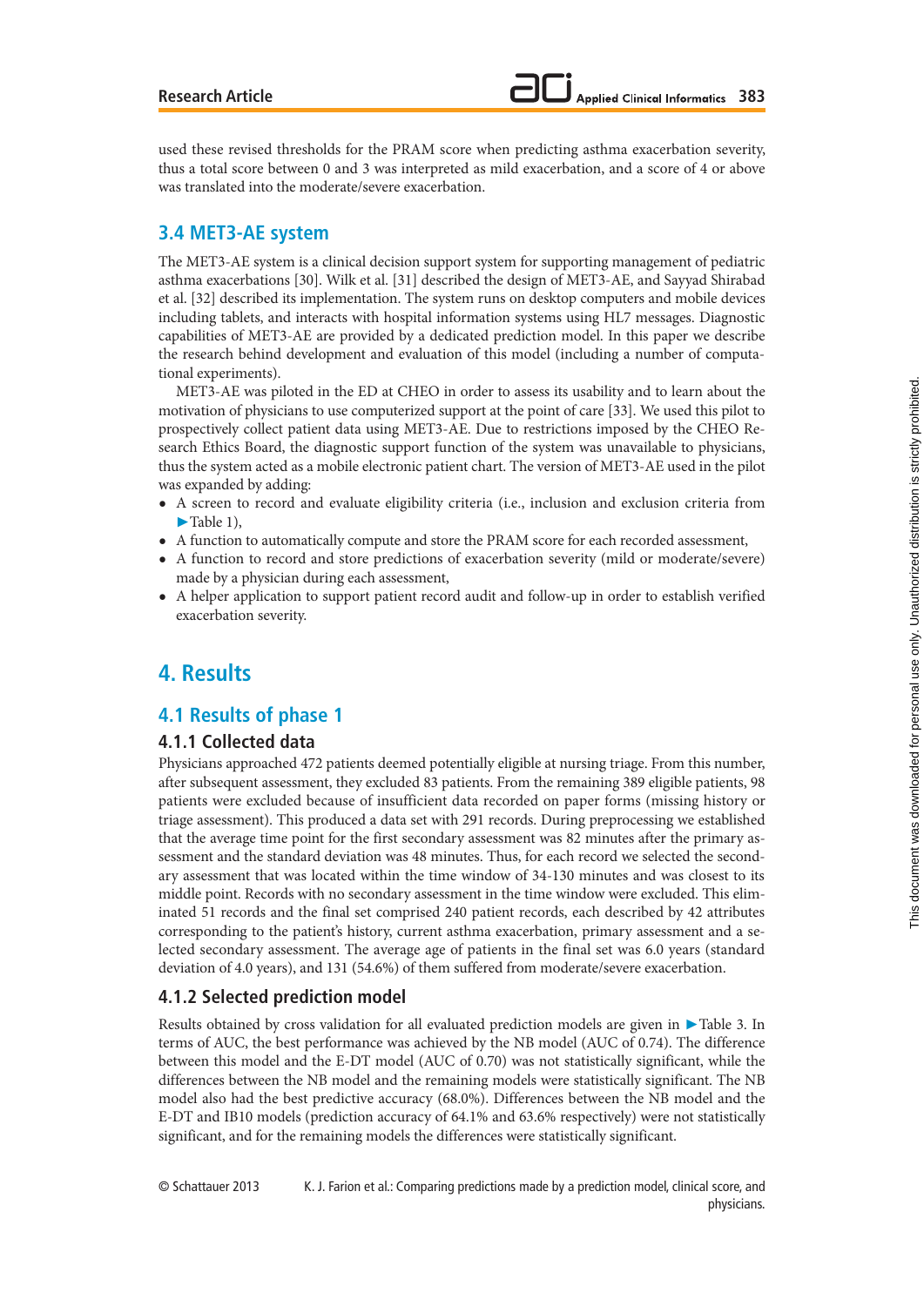used these revised thresholds for the PRAM score when predicting asthma exacerbation severity, thus a total score between 0 and 3 was interpreted as mild exacerbation, and a score of 4 or above was translated into the moderate/severe exacerbation.

## 3.4 MET3-AE system

The MET3-AE system is a clinical decision support system for supporting management of pediatric asthma exacerbations [30]. Wilk et al. [31] described the design of MET3-AE, and Sayyad Shirabad et al. [32] described its implementation. The system runs on desktop computers and mobile devices including tablets, and interacts with hospital information systems using HL7 messages. Diagnostic capabilities of MET3-AE are provided by a dedicated prediction model. In this paper we describe the research behind development and evaluation of this model (including a number of computational experiments).

MET3-AE was piloted in the ED at CHEO in order to assess its usability and to learn about the motivation of physicians to use computerized support at the point of care [33]. We used this pilot to prospectively collect patient data using MET3-AE. Due to restrictions imposed by the CHEO Research Ethics Board, the diagnostic support function of the system was unavailable to physicians, thus the system acted as a mobile electronic patient chart. The version of MET3-AE used in the pilot was expanded by adding:

- A screen to record and evaluate eligibility criteria (i.e., inclusion and exclusion criteria from ►Table 1),
- A function to automatically compute and store the PRAM score for each recorded assessment,
- A function to record and store predictions of exacerbation severity (mild or moderate/severe) made by a physician during each assessment,
- A helper application to support patient record audit and follow-up in order to establish verified exacerbation severity.

# 4. Results

## 4.1 Results of phase 1

### 4.1.1 Collected data

Physicians approached 472 patients deemed potentially eligible at nursing triage. From this number, after subsequent assessment, they excluded 83 patients. From the remaining 389 eligible patients, 98 patients were excluded because of insufficient data recorded on paper forms (missing history or triage assessment). This produced a data set with 291 records. During preprocessing we established that the average time point for the first secondary assessment was 82 minutes after the primary assessment and the standard deviation was 48 minutes. Thus, for each record we selected the secondary assessment that was located within the time window of 34-130 minutes and was closest to its middle point. Records with no secondary assessment in the time window were excluded. This eliminated 51 records and the final set comprised 240 patient records, each described by 42 attributes corresponding to the patient's history, current asthma exacerbation, primary assessment and a selected secondary assessment. The average age of patients in the final set was 6.0 years (standard deviation of 4.0 years), and 131 (54.6%) of them suffered from moderate/severe exacerbation.

### 4.1.2 Selected prediction model

Results obtained by cross validation for all evaluated prediction models are given in ►Table 3. In terms of AUC, the best performance was achieved by the NB model (AUC of 0.74). The difference between this model and the E-DT model (AUC of 0.70) was not statistically significant, while the differences between the NB model and the remaining models were statistically significant. The NB model also had the best predictive accuracy (68.0%). Differences between the NB model and the E-DT and IB10 models (prediction accuracy of 64.1% and 63.6% respectively) were not statistically significant, and for the remaining models the differences were statistically significant.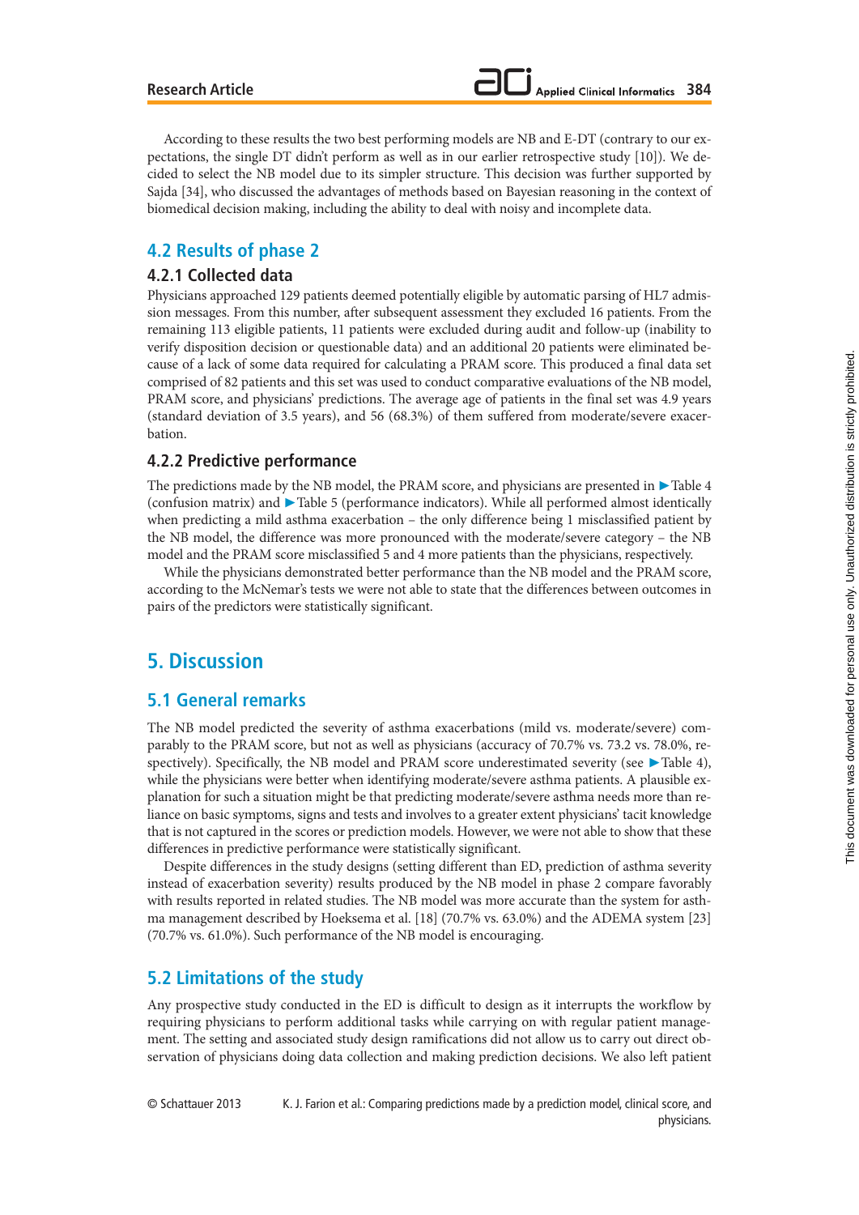According to these results the two best performing models are NB and E-DT (contrary to our expectations, the single DT didn't perform as well as in our earlier retrospective study [10]). We decided to select the NB model due to its simpler structure. This decision was further supported by Sajda [34], who discussed the advantages of methods based on Bayesian reasoning in the context of biomedical decision making, including the ability to deal with noisy and incomplete data.

## 4.2 Results of phase 2

### 4.2.1 Collected data

Physicians approached 129 patients deemed potentially eligible by automatic parsing of HL7 admission messages. From this number, after subsequent assessment they excluded 16 patients. From the remaining 113 eligible patients, 11 patients were excluded during audit and follow-up (inability to verify disposition decision or questionable data) and an additional 20 patients were eliminated because of a lack of some data required for calculating a PRAM score. This produced a final data set comprised of 82 patients and this set was used to conduct comparative evaluations of the NB model, PRAM score, and physicians' predictions. The average age of patients in the final set was 4.9 years (standard deviation of 3.5 years), and 56 (68.3%) of them suffered from moderate/severe exacerbation.

### 4.2.2 Predictive performance

The predictions made by the NB model, the PRAM score, and physicians are presented in ►Table 4 (confusion matrix) and ►Table 5 (performance indicators). While all performed almost identically when predicting a mild asthma exacerbation – the only difference being 1 misclassified patient by the NB model, the difference was more pronounced with the moderate/severe category – the NB model and the PRAM score misclassified 5 and 4 more patients than the physicians, respectively.

While the physicians demonstrated better performance than the NB model and the PRAM score, according to the McNemar's tests we were not able to state that the differences between outcomes in pairs of the predictors were statistically significant.

# 5. Discussion

## 5.1 General remarks

The NB model predicted the severity of asthma exacerbations (mild vs. moderate/severe) comparably to the PRAM score, but not as well as physicians (accuracy of 70.7% vs. 73.2 vs. 78.0%, respectively). Specifically, the NB model and PRAM score underestimated severity (see ►Table 4), while the physicians were better when identifying moderate/severe asthma patients. A plausible explanation for such a situation might be that predicting moderate/severe asthma needs more than reliance on basic symptoms, signs and tests and involves to a greater extent physicians' tacit knowledge that is not captured in the scores or prediction models. However, we were not able to show that these differences in predictive performance were statistically significant.

Despite differences in the study designs (setting different than ED, prediction of asthma severity instead of exacerbation severity) results produced by the NB model in phase 2 compare favorably with results reported in related studies. The NB model was more accurate than the system for asthma management described by Hoeksema et al. [18] (70.7% vs. 63.0%) and the ADEMA system [23] (70.7% vs. 61.0%). Such performance of the NB model is encouraging.

## 5.2 Limitations of the study

Any prospective study conducted in the ED is difficult to design as it interrupts the workflow by requiring physicians to perform additional tasks while carrying on with regular patient management. The setting and associated study design ramifications did not allow us to carry out direct observation of physicians doing data collection and making prediction decisions. We also left patient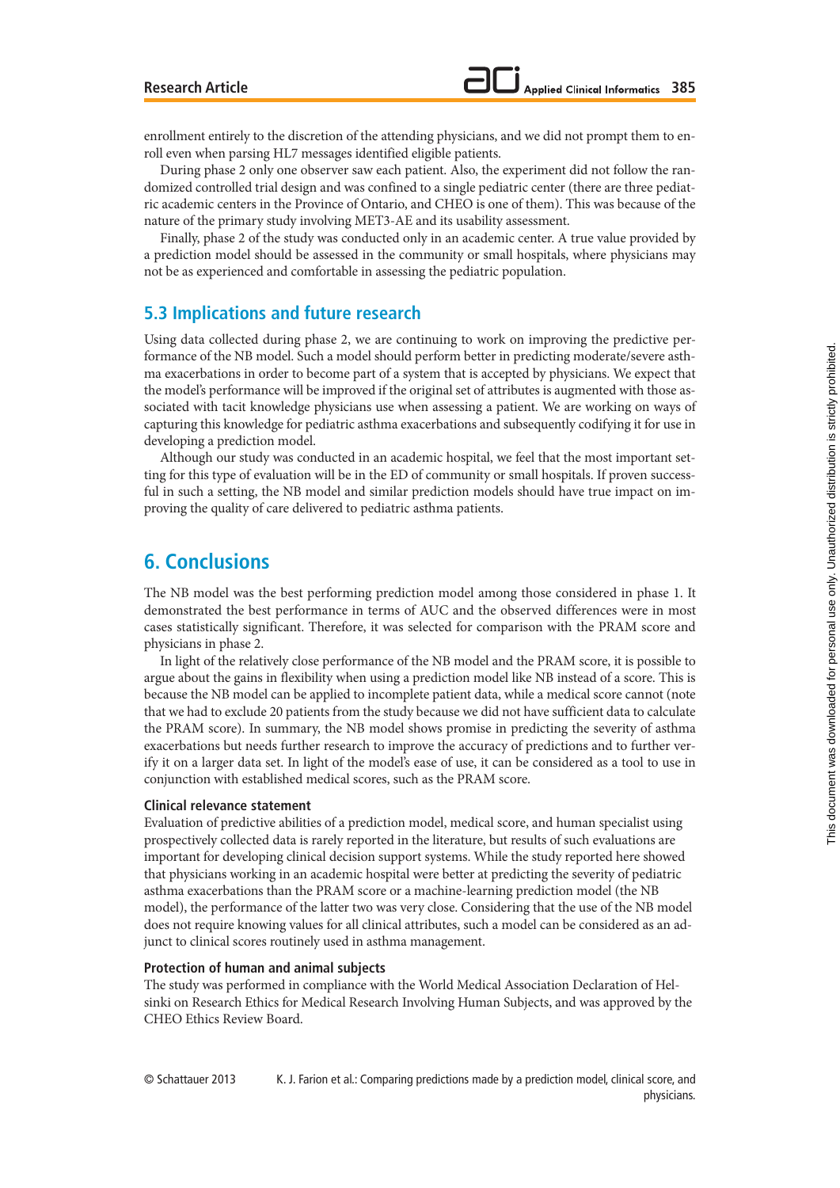enrollment entirely to the discretion of the attending physicians, and we did not prompt them to enroll even when parsing HL7 messages identified eligible patients.

During phase 2 only one observer saw each patient. Also, the experiment did not follow the randomized controlled trial design and was confined to a single pediatric center (there are three pediatric academic centers in the Province of Ontario, and CHEO is one of them). This was because of the nature of the primary study involving MET3-AE and its usability assessment.

Finally, phase 2 of the study was conducted only in an academic center. A true value provided by a prediction model should be assessed in the community or small hospitals, where physicians may not be as experienced and comfortable in assessing the pediatric population.

## 5.3 Implications and future research

Using data collected during phase 2, we are continuing to work on improving the predictive performance of the NB model. Such a model should perform better in predicting moderate/severe asthma exacerbations in order to become part of a system that is accepted by physicians. We expect that the model's performance will be improved if the original set of attributes is augmented with those associated with tacit knowledge physicians use when assessing a patient. We are working on ways of capturing this knowledge for pediatric asthma exacerbations and subsequently codifying it for use in developing a prediction model.

Although our study was conducted in an academic hospital, we feel that the most important setting for this type of evaluation will be in the ED of community or small hospitals. If proven successful in such a setting, the NB model and similar prediction models should have true impact on improving the quality of care delivered to pediatric asthma patients.

# 6. Conclusions

The NB model was the best performing prediction model among those considered in phase 1. It demonstrated the best performance in terms of AUC and the observed differences were in most cases statistically significant. Therefore, it was selected for comparison with the PRAM score and physicians in phase 2.

In light of the relatively close performance of the NB model and the PRAM score, it is possible to argue about the gains in flexibility when using a prediction model like NB instead of a score. This is because the NB model can be applied to incomplete patient data, while a medical score cannot (note that we had to exclude 20 patients from the study because we did not have sufficient data to calculate the PRAM score). In summary, the NB model shows promise in predicting the severity of asthma exacerbations but needs further research to improve the accuracy of predictions and to further verify it on a larger data set. In light of the model's ease of use, it can be considered as a tool to use in conjunction with established medical scores, such as the PRAM score.

### Clinical relevance statement

Evaluation of predictive abilities of a prediction model, medical score, and human specialist using prospectively collected data is rarely reported in the literature, but results of such evaluations are important for developing clinical decision support systems. While the study reported here showed that physicians working in an academic hospital were better at predicting the severity of pediatric asthma exacerbations than the PRAM score or a machine-learning prediction model (the NB model), the performance of the latter two was very close. Considering that the use of the NB model does not require knowing values for all clinical attributes, such a model can be considered as an adjunct to clinical scores routinely used in asthma management.

### Protection of human and animal subjects

The study was performed in compliance with the World Medical Association Declaration of Helsinki on Research Ethics for Medical Research Involving Human Subjects, and was approved by the CHEO Ethics Review Board.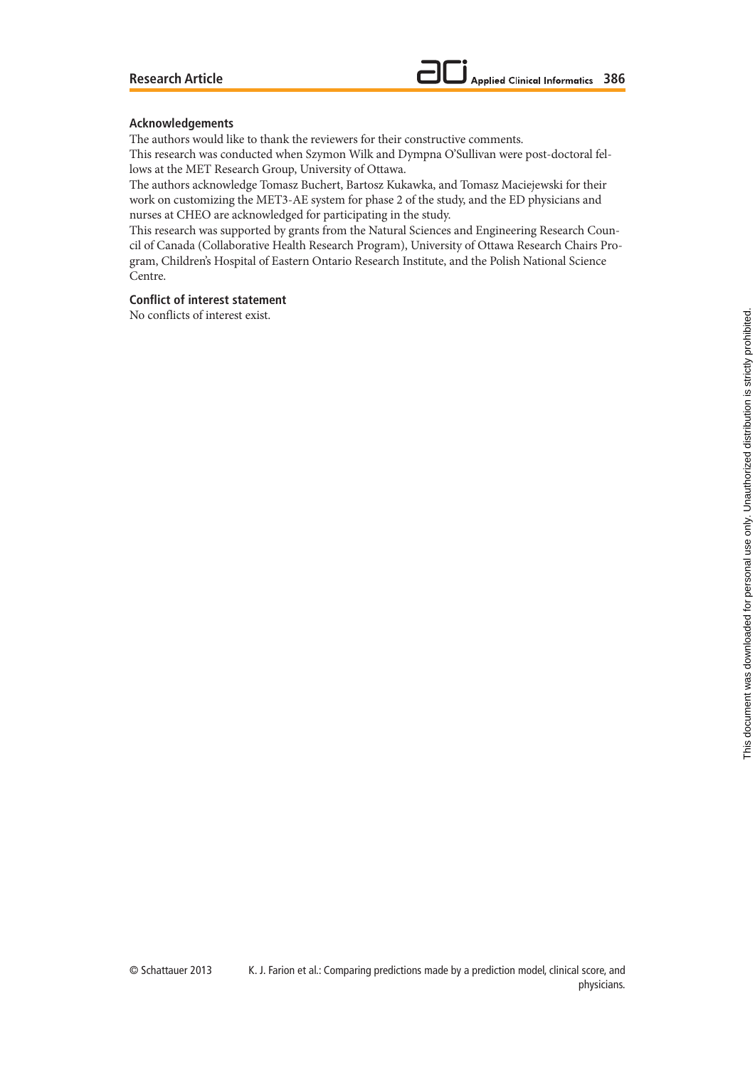## Acknowledgements

The authors would like to thank the reviewers for their constructive comments.

This research was conducted when Szymon Wilk and Dympna O'Sullivan were post-doctoral fellows at the MET Research Group, University of Ottawa.

The authors acknowledge Tomasz Buchert, Bartosz Kukawka, and Tomasz Maciejewski for their work on customizing the MET3-AE system for phase 2 of the study, and the ED physicians and nurses at CHEO are acknowledged for participating in the study.

This research was supported by grants from the Natural Sciences and Engineering Research Council of Canada (Collaborative Health Research Program), University of Ottawa Research Chairs Program, Children's Hospital of Eastern Ontario Research Institute, and the Polish National Science Centre.

## Conflict of interest statement

No conflicts of interest exist.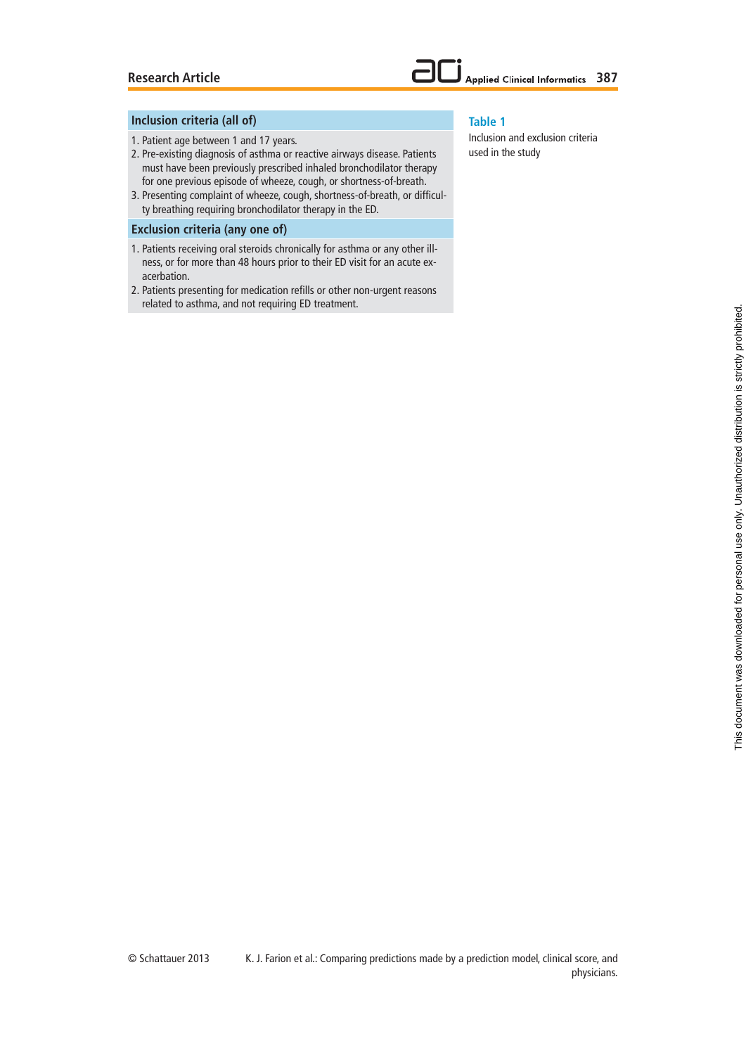**Table 1** Inclusion and exclusion criteria used in the study

| Inclusion criteria (all of) |
|---|
| 1. Patient age between 1 and 17 years. |
| 2. Pre-existing diagnosis of asthma or reactive airways disease. Patients must have been previously prescribed inhaled bronchodilator therapy for one previous episode of wheeze, cough, or shortness-of-breath. |
| 3. Presenting complaint of wheeze, cough, shortness-of-breath, or difficulty breathing requiring bronchodilator therapy in the ED. |
| **Exclusion criteria (any one of)** |
| 1. Patients receiving oral steroids chronically for asthma or any other illness, or for more than 48 hours prior to their ED visit for an acute exacerbation. |
| 2. Patients presenting for medication refills or other non-urgent reasons related to asthma, and not requiring ED treatment. |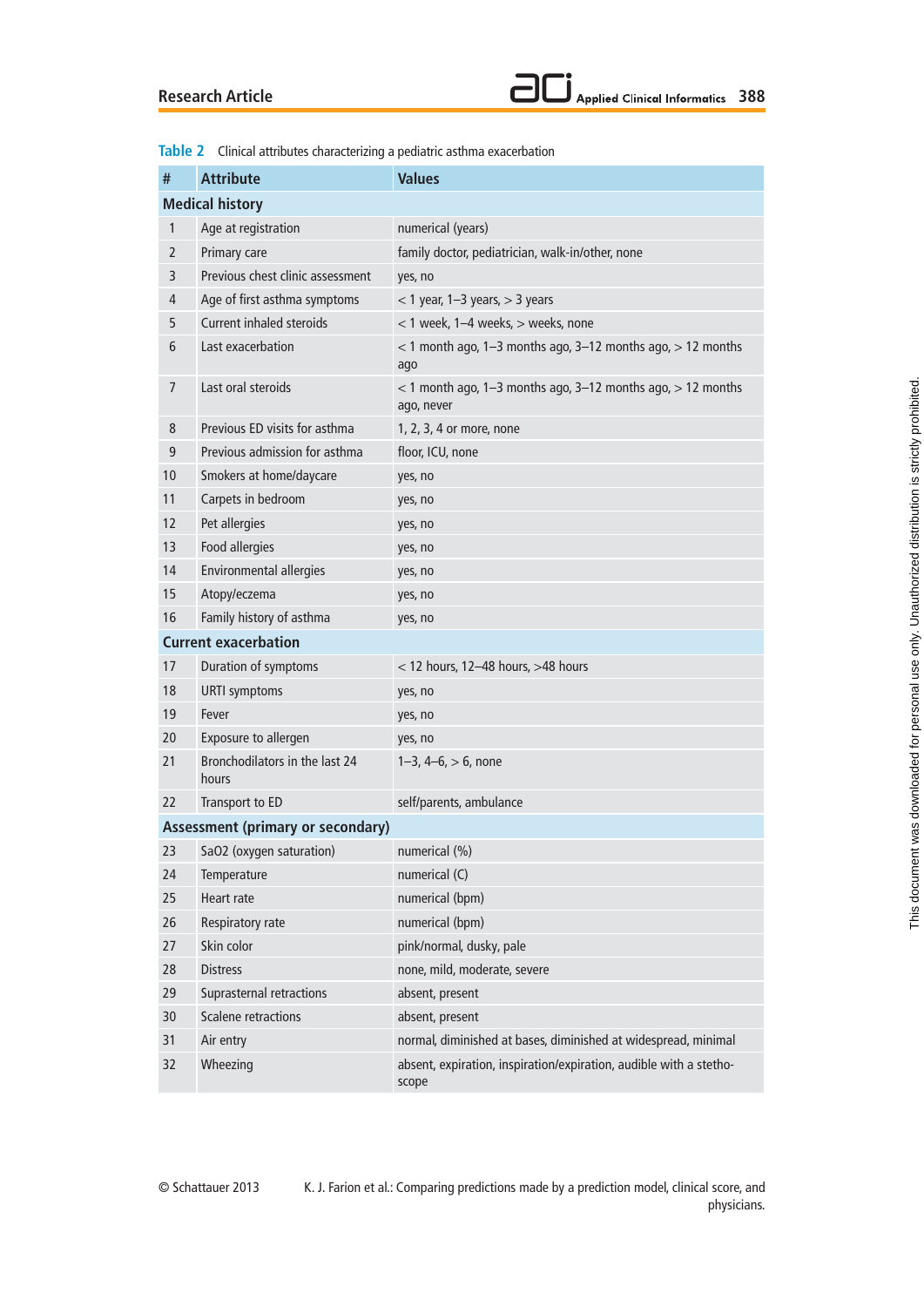**Table 2** Clinical attributes characterizing a pediatric asthma exacerbation

| # | Attribute | Values |
|---|---|---|
| **Medical history** | | |
| 1 | Age at registration | numerical (years) |
| 2 | Primary care | family doctor, pediatrician, walk-in/other, none |
| 3 | Previous chest clinic assessment | yes, no |
| 4 | Age of first asthma symptoms | < 1 year, 1–3 years, > 3 years |
| 5 | Current inhaled steroids | < 1 week, 1–4 weeks, > weeks, none |
| 6 | Last exacerbation | < 1 month ago, 1–3 months ago, 3–12 months ago, > 12 months ago |
| 7 | Last oral steroids | < 1 month ago, 1–3 months ago, 3–12 months ago, > 12 months ago, never |
| 8 | Previous ED visits for asthma | 1, 2, 3, 4 or more, none |
| 9 | Previous admission for asthma | floor, ICU, none |
| 10 | Smokers at home/daycare | yes, no |
| 11 | Carpets in bedroom | yes, no |
| 12 | Pet allergies | yes, no |
| 13 | Food allergies | yes, no |
| 14 | Environmental allergies | yes, no |
| 15 | Atopy/eczema | yes, no |
| 16 | Family history of asthma | yes, no |
| **Current exacerbation** | | |
| 17 | Duration of symptoms | < 12 hours, 12–48 hours, >48 hours |
| 18 | URTI symptoms | yes, no |
| 19 | Fever | yes, no |
| 20 | Exposure to allergen | yes, no |
| 21 | Bronchodilators in the last 24 hours | 1–3, 4–6, > 6, none |
| 22 | Transport to ED | self/parents, ambulance |
| **Assessment (primary or secondary)** | | |
| 23 | SaO2 (oxygen saturation) | numerical (%) |
| 24 | Temperature | numerical (C) |
| 25 | Heart rate | numerical (bpm) |
| 26 | Respiratory rate | numerical (bpm) |
| 27 | Skin color | pink/normal, dusky, pale |
| 28 | Distress | none, mild, moderate, severe |
| 29 | Suprasternal retractions | absent, present |
| 30 | Scalene retractions | absent, present |
| 31 | Air entry | normal, diminished at bases, diminished at widespread, minimal |
| 32 | Wheezing | absent, expiration, inspiration/expiration, audible with a stethoscope |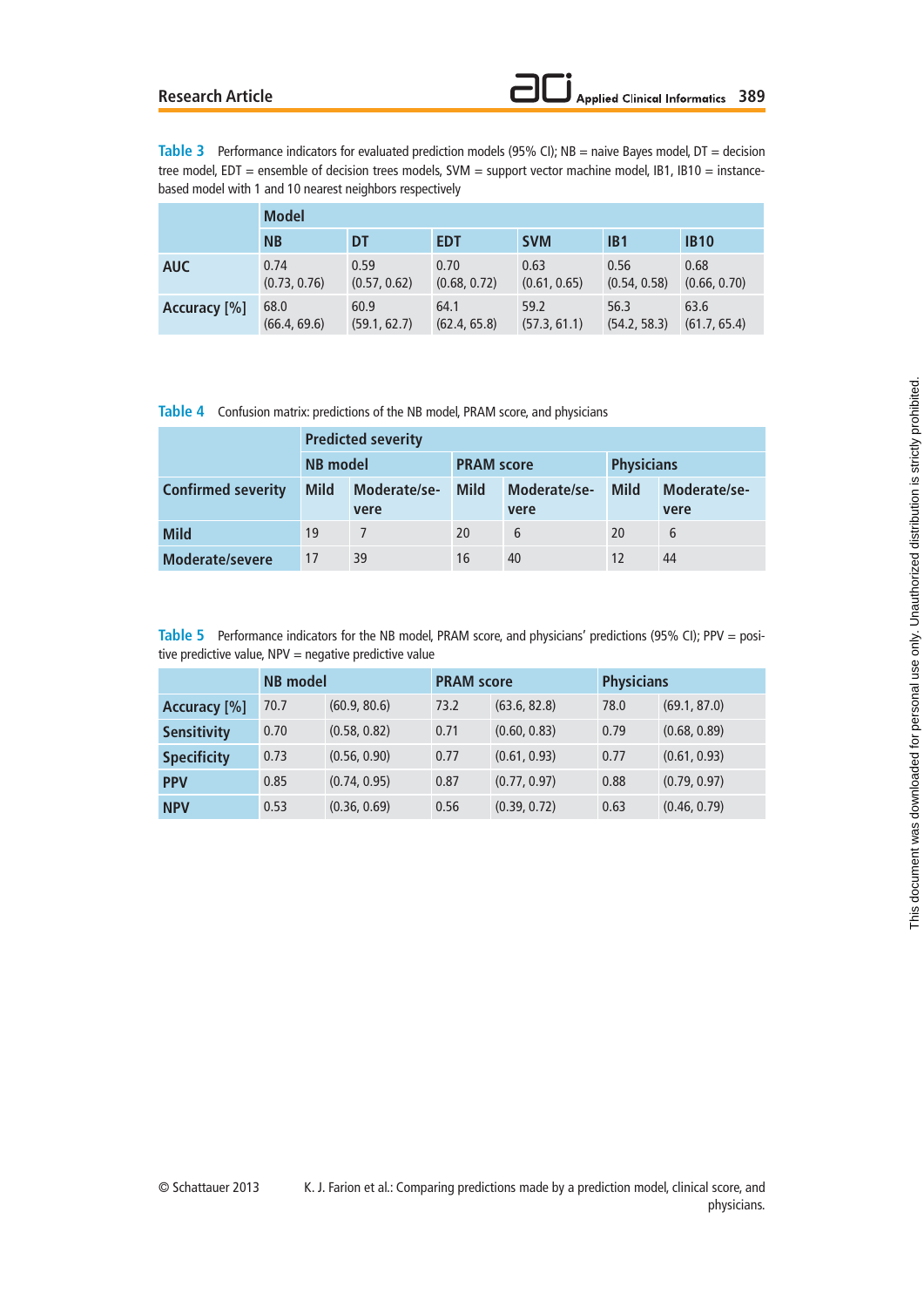**Table 3** Performance indicators for evaluated prediction models (95% CI); NB = naive Bayes model, DT = decision tree model, EDT = ensemble of decision trees models, SVM = support vector machine model, IB1, IB10 = instance-based model with 1 and 10 nearest neighbors respectively

| | Model | | | | | |
|---|---|---|---|---|---|---|
| | NB | DT | EDT | SVM | IB1 | IB10 |
| AUC | 0.74 (0.73, 0.76) | 0.59 (0.57, 0.62) | 0.70 (0.68, 0.72) | 0.63 (0.61, 0.65) | 0.56 (0.54, 0.58) | 0.68 (0.66, 0.70) |
| Accuracy [%] | 68.0 (66.4, 69.6) | 60.9 (59.1, 62.7) | 64.1 (62.4, 65.8) | 59.2 (57.3, 61.1) | 56.3 (54.2, 58.3) | 63.6 (61.7, 65.4) |

**Table 4** Confusion matrix: predictions of the NB model, PRAM score, and physicians

| | Predicted severity | | | | | |
|---|---|---|---|---|---|---|
| | NB model | | PRAM score | | Physicians | |
| Confirmed severity | Mild | Moderate/severe | Mild | Moderate/severe | Mild | Moderate/severe |
| Mild | 19 | 7 | 20 | 6 | 20 | 6 |
| Moderate/severe | 17 | 39 | 16 | 40 | 12 | 44 |

**Table 5** Performance indicators for the NB model, PRAM score, and physicians' predictions (95% CI); PPV = positive predictive value, NPV = negative predictive value

| | NB model | | PRAM score | | Physicians | |
|---|---|---|---|---|---|---|
| Accuracy [%] | 70.7 | (60.9, 80.6) | 73.2 | (63.6, 82.8) | 78.0 | (69.1, 87.0) |
| Sensitivity | 0.70 | (0.58, 0.82) | 0.71 | (0.60, 0.83) | 0.79 | (0.68, 0.89) |
| Specificity | 0.73 | (0.56, 0.90) | 0.77 | (0.61, 0.93) | 0.77 | (0.61, 0.93) |
| PPV | 0.85 | (0.74, 0.95) | 0.87 | (0.77, 0.97) | 0.88 | (0.79, 0.97) |
| NPV | 0.53 | (0.36, 0.69) | 0.56 | (0.39, 0.72) | 0.63 | (0.46, 0.79) |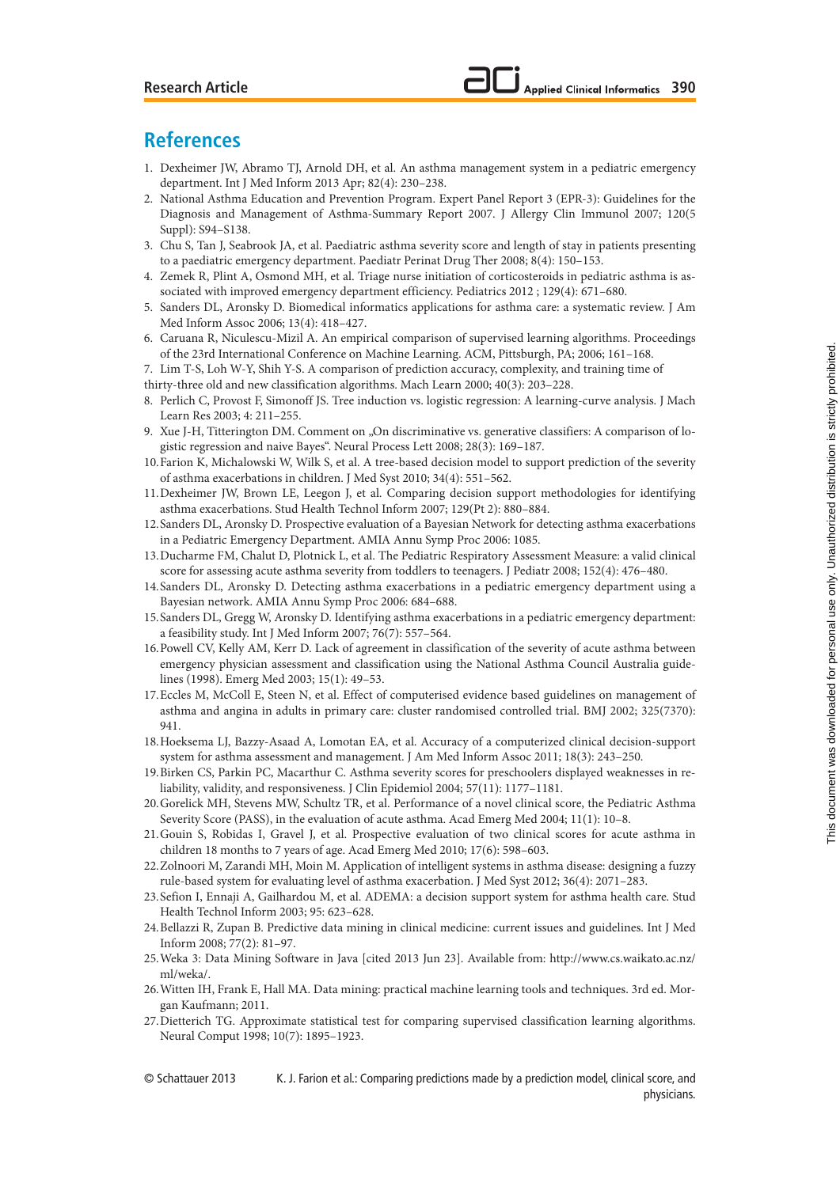## References

1. Dexheimer JW, Abramo TJ, Arnold DH, et al. An asthma management system in a pediatric emergency department. Int J Med Inform 2013 Apr; 82(4): 230–238.
2. National Asthma Education and Prevention Program. Expert Panel Report 3 (EPR-3): Guidelines for the Diagnosis and Management of Asthma-Summary Report 2007. J Allergy Clin Immunol 2007; 120(5 Suppl): S94–S138.
3. Chu S, Tan J, Seabrook JA, et al. Paediatric asthma severity score and length of stay in patients presenting to a paediatric emergency department. Paediatr Perinat Drug Ther 2008; 8(4): 150–153.
4. Zemek R, Plint A, Osmond MH, et al. Triage nurse initiation of corticosteroids in pediatric asthma is associated with improved emergency department efficiency. Pediatrics 2012 ; 129(4): 671–680.
5. Sanders DL, Aronsky D. Biomedical informatics applications for asthma care: a systematic review. J Am Med Inform Assoc 2006; 13(4): 418–427.
6. Caruana R, Niculescu-Mizil A. An empirical comparison of supervised learning algorithms. Proceedings of the 23rd International Conference on Machine Learning. ACM, Pittsburgh, PA; 2006; 161–168.
7. Lim T-S, Loh W-Y, Shih Y-S. A comparison of prediction accuracy, complexity, and training time of thirty-three old and new classification algorithms. Mach Learn 2000; 40(3): 203–228.
8. Perlich C, Provost F, Simonoff JS. Tree induction vs. logistic regression: A learning-curve analysis. J Mach Learn Res 2003; 4: 211–255.
9. Xue J-H, Titterington DM. Comment on „On discriminative vs. generative classifiers: A comparison of logistic regression and naive Bayes". Neural Process Lett 2008; 28(3): 169–187.
10. Farion K, Michalowski W, Wilk S, et al. A tree-based decision model to support prediction of the severity of asthma exacerbations in children. J Med Syst 2010; 34(4): 551–562.
11. Dexheimer JW, Brown LE, Leegon J, et al. Comparing decision support methodologies for identifying asthma exacerbations. Stud Health Technol Inform 2007; 129(Pt 2): 880–884.
12. Sanders DL, Aronsky D. Prospective evaluation of a Bayesian Network for detecting asthma exacerbations in a Pediatric Emergency Department. AMIA Annu Symp Proc 2006: 1085.
13. Ducharme FM, Chalut D, Plotnick L, et al. The Pediatric Respiratory Assessment Measure: a valid clinical score for assessing acute asthma severity from toddlers to teenagers. J Pediatr 2008; 152(4): 476–480.
14. Sanders DL, Aronsky D. Detecting asthma exacerbations in a pediatric emergency department using a Bayesian network. AMIA Annu Symp Proc 2006: 684–688.
15. Sanders DL, Gregg W, Aronsky D. Identifying asthma exacerbations in a pediatric emergency department: a feasibility study. Int J Med Inform 2007; 76(7): 557–564.
16. Powell CV, Kelly AM, Kerr D. Lack of agreement in classification of the severity of acute asthma between emergency physician assessment and classification using the National Asthma Council Australia guidelines (1998). Emerg Med 2003; 15(1): 49–53.
17. Eccles M, McColl E, Steen N, et al. Effect of computerised evidence based guidelines on management of asthma and angina in adults in primary care: cluster randomised controlled trial. BMJ 2002; 325(7370): 941.
18. Hoeksema LJ, Bazzy-Asaad A, Lomotan EA, et al. Accuracy of a computerized clinical decision-support system for asthma assessment and management. J Am Med Inform Assoc 2011; 18(3): 243–250.
19. Birken CS, Parkin PC, Macarthur C. Asthma severity scores for preschoolers displayed weaknesses in reliability, validity, and responsiveness. J Clin Epidemiol 2004; 57(11): 1177–1181.
20. Gorelick MH, Stevens MW, Schultz TR, et al. Performance of a novel clinical score, the Pediatric Asthma Severity Score (PASS), in the evaluation of acute asthma. Acad Emerg Med 2004; 11(1): 10–8.
21. Gouin S, Robidas I, Gravel J, et al. Prospective evaluation of two clinical scores for acute asthma in children 18 months to 7 years of age. Acad Emerg Med 2010; 17(6): 598–603.
22. Zolnoori M, Zarandi MH, Moin M. Application of intelligent systems in asthma disease: designing a fuzzy rule-based system for evaluating level of asthma exacerbation. J Med Syst 2012; 36(4): 2071–283.
23. Sefion I, Ennaji A, Gailhardou M, et al. ADEMA: a decision support system for asthma health care. Stud Health Technol Inform 2003; 95: 623–628.
24. Bellazzi R, Zupan B. Predictive data mining in clinical medicine: current issues and guidelines. Int J Med Inform 2008; 77(2): 81–97.
25. Weka 3: Data Mining Software in Java [cited 2013 Jun 23]. Available from: http://www.cs.waikato.ac.nz/ml/weka/.
26. Witten IH, Frank E, Hall MA. Data mining: practical machine learning tools and techniques. 3rd ed. Morgan Kaufmann; 2011.
27. Dietterich TG. Approximate statistical test for comparing supervised classification learning algorithms. Neural Comput 1998; 10(7): 1895–1923.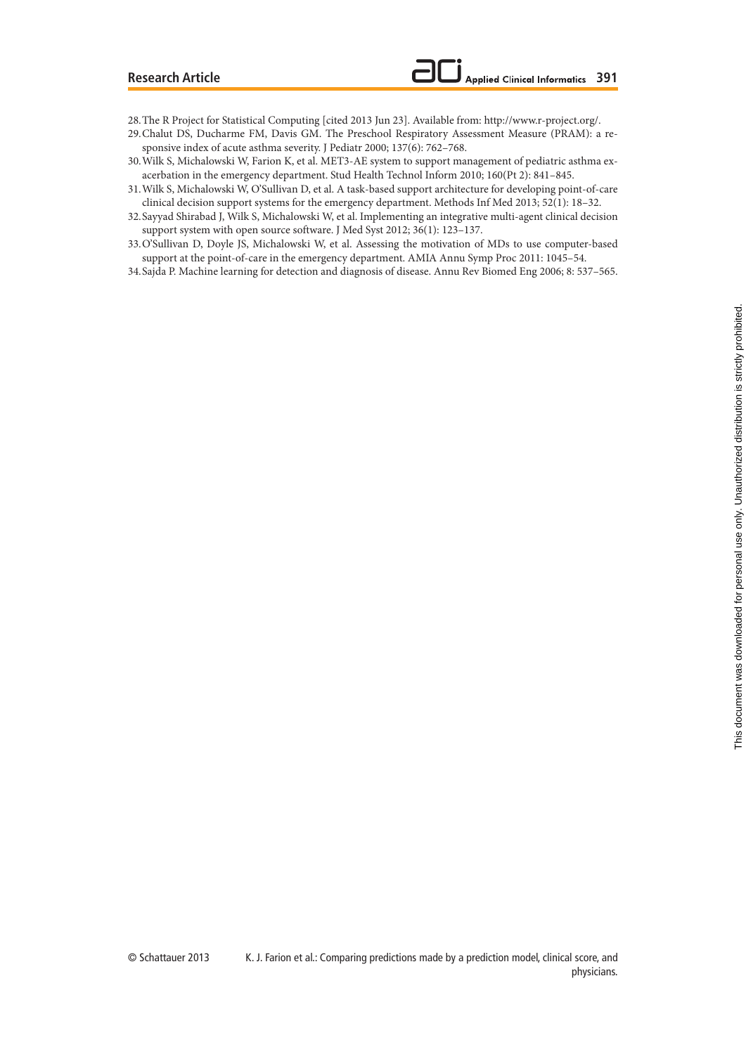28. The R Project for Statistical Computing [cited 2013 Jun 23]. Available from: http://www.r-project.org/.
29. Chalut DS, Ducharme FM, Davis GM. The Preschool Respiratory Assessment Measure (PRAM): a responsive index of acute asthma severity. J Pediatr 2000; 137(6): 762–768.
30. Wilk S, Michalowski W, Farion K, et al. MET3-AE system to support management of pediatric asthma exacerbation in the emergency department. Stud Health Technol Inform 2010; 160(Pt 2): 841–845.
31. Wilk S, Michalowski W, O'Sullivan D, et al. A task-based support architecture for developing point-of-care clinical decision support systems for the emergency department. Methods Inf Med 2013; 52(1): 18–32.
32. Sayyad Shirabad J, Wilk S, Michalowski W, et al. Implementing an integrative multi-agent clinical decision support system with open source software. J Med Syst 2012; 36(1): 123–137.
33. O'Sullivan D, Doyle JS, Michalowski W, et al. Assessing the motivation of MDs to use computer-based support at the point-of-care in the emergency department. AMIA Annu Symp Proc 2011: 1045–54.
34. Sajda P. Machine learning for detection and diagnosis of disease. Annu Rev Biomed Eng 2006; 8: 537–565.